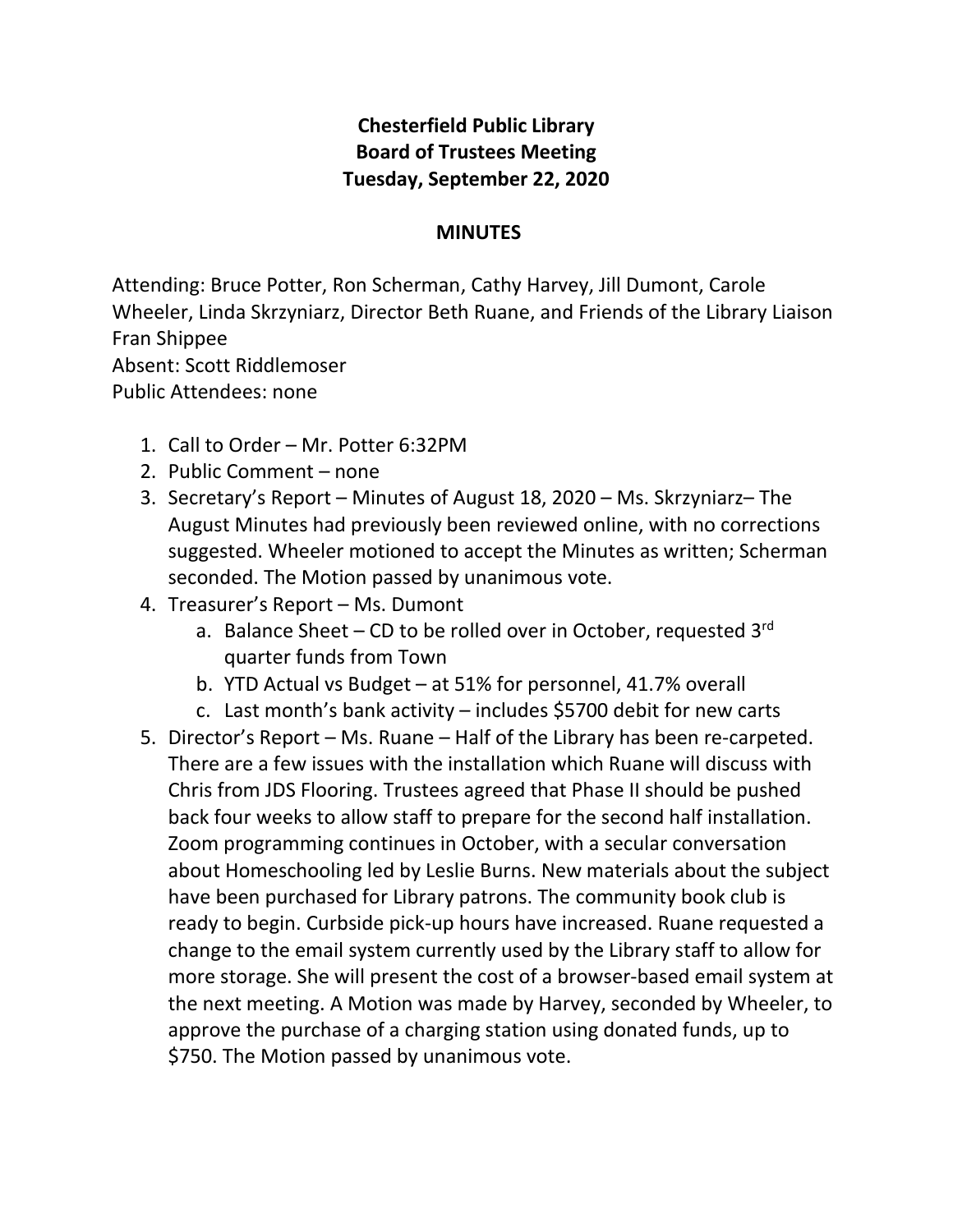# Chesterfield Public Library
## Board of Trustees Meeting
### Tuesday, September 22, 2020

## MINUTES

Attending: Bruce Potter, Ron Scherman, Cathy Harvey, Jill Dumont, Carole Wheeler, Linda Skrzyniarz, Director Beth Ruane, and Friends of the Library Liaison Fran Shippee
Absent: Scott Riddlemoser
Public Attendees: none

1. Call to Order – Mr. Potter 6:32PM
2. Public Comment – none
3. Secretary's Report – Minutes of August 18, 2020 – Ms. Skrzyniarz– The August Minutes had previously been reviewed online, with no corrections suggested. Wheeler motioned to accept the Minutes as written; Scherman seconded. The Motion passed by unanimous vote.
4. Treasurer's Report – Ms. Dumont
    a. Balance Sheet – CD to be rolled over in October, requested 3rd quarter funds from Town
    b. YTD Actual vs Budget – at 51% for personnel, 41.7% overall
    c. Last month's bank activity – includes $5700 debit for new carts
5. Director's Report – Ms. Ruane – Half of the Library has been re-carpeted. There are a few issues with the installation which Ruane will discuss with Chris from JDS Flooring. Trustees agreed that Phase II should be pushed back four weeks to allow staff to prepare for the second half installation. Zoom programming continues in October, with a secular conversation about Homeschooling led by Leslie Burns. New materials about the subject have been purchased for Library patrons. The community book club is ready to begin. Curbside pick-up hours have increased. Ruane requested a change to the email system currently used by the Library staff to allow for more storage. She will present the cost of a browser-based email system at the next meeting. A Motion was made by Harvey, seconded by Wheeler, to approve the purchase of a charging station using donated funds, up to $750. The Motion passed by unanimous vote.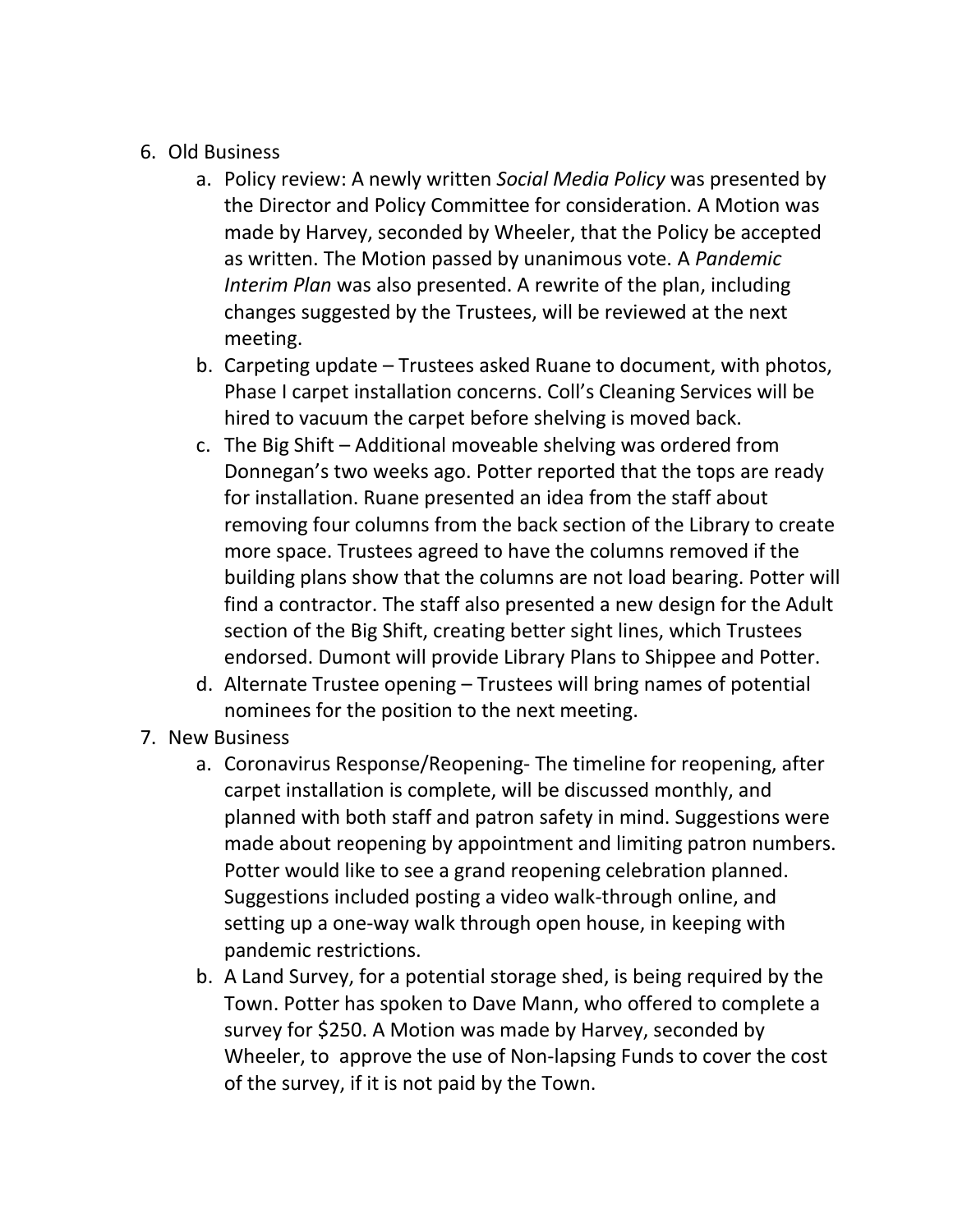6. Old Business
    a. Policy review: A newly written *Social Media Policy* was presented by the Director and Policy Committee for consideration. A Motion was made by Harvey, seconded by Wheeler, that the Policy be accepted as written. The Motion passed by unanimous vote. A *Pandemic Interim Plan* was also presented. A rewrite of the plan, including changes suggested by the Trustees, will be reviewed at the next meeting.
    b. Carpeting update – Trustees asked Ruane to document, with photos, Phase I carpet installation concerns. Coll's Cleaning Services will be hired to vacuum the carpet before shelving is moved back.
    c. The Big Shift – Additional moveable shelving was ordered from Donnegan's two weeks ago. Potter reported that the tops are ready for installation. Ruane presented an idea from the staff about removing four columns from the back section of the Library to create more space. Trustees agreed to have the columns removed if the building plans show that the columns are not load bearing. Potter will find a contractor. The staff also presented a new design for the Adult section of the Big Shift, creating better sight lines, which Trustees endorsed. Dumont will provide Library Plans to Shippee and Potter.
    d. Alternate Trustee opening – Trustees will bring names of potential nominees for the position to the next meeting.
7. New Business
    a. Coronavirus Response/Reopening- The timeline for reopening, after carpet installation is complete, will be discussed monthly, and planned with both staff and patron safety in mind. Suggestions were made about reopening by appointment and limiting patron numbers. Potter would like to see a grand reopening celebration planned. Suggestions included posting a video walk-through online, and setting up a one-way walk through open house, in keeping with pandemic restrictions.
    b. A Land Survey, for a potential storage shed, is being required by the Town. Potter has spoken to Dave Mann, who offered to complete a survey for $250. A Motion was made by Harvey, seconded by Wheeler, to approve the use of Non-lapsing Funds to cover the cost of the survey, if it is not paid by the Town.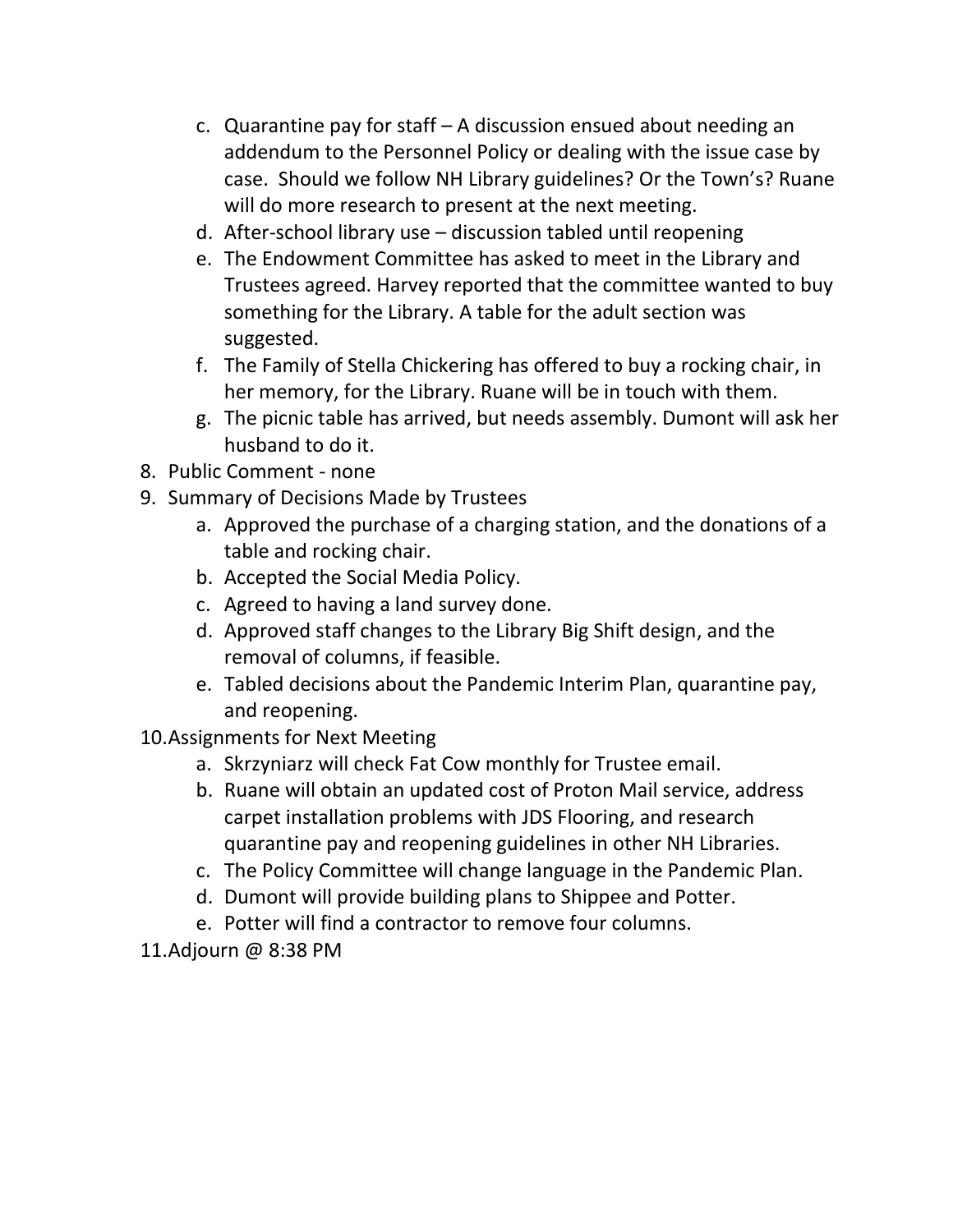c. Quarantine pay for staff – A discussion ensued about needing an addendum to the Personnel Policy or dealing with the issue case by case. Should we follow NH Library guidelines? Or the Town's? Ruane will do more research to present at the next meeting.
   d. After-school library use – discussion tabled until reopening
   e. The Endowment Committee has asked to meet in the Library and Trustees agreed. Harvey reported that the committee wanted to buy something for the Library. A table for the adult section was suggested.
   f. The Family of Stella Chickering has offered to buy a rocking chair, in her memory, for the Library. Ruane will be in touch with them.
   g. The picnic table has arrived, but needs assembly. Dumont will ask her husband to do it.

8. Public Comment - none
9. Summary of Decisions Made by Trustees
   a. Approved the purchase of a charging station, and the donations of a table and rocking chair.
   b. Accepted the Social Media Policy.
   c. Agreed to having a land survey done.
   d. Approved staff changes to the Library Big Shift design, and the removal of columns, if feasible.
   e. Tabled decisions about the Pandemic Interim Plan, quarantine pay, and reopening.
10. Assignments for Next Meeting
    a. Skrzyniarz will check Fat Cow monthly for Trustee email.
    b. Ruane will obtain an updated cost of Proton Mail service, address carpet installation problems with JDS Flooring, and research quarantine pay and reopening guidelines in other NH Libraries.
    c. The Policy Committee will change language in the Pandemic Plan.
    d. Dumont will provide building plans to Shippee and Potter.
    e. Potter will find a contractor to remove four columns.
11. Adjourn @ 8:38 PM